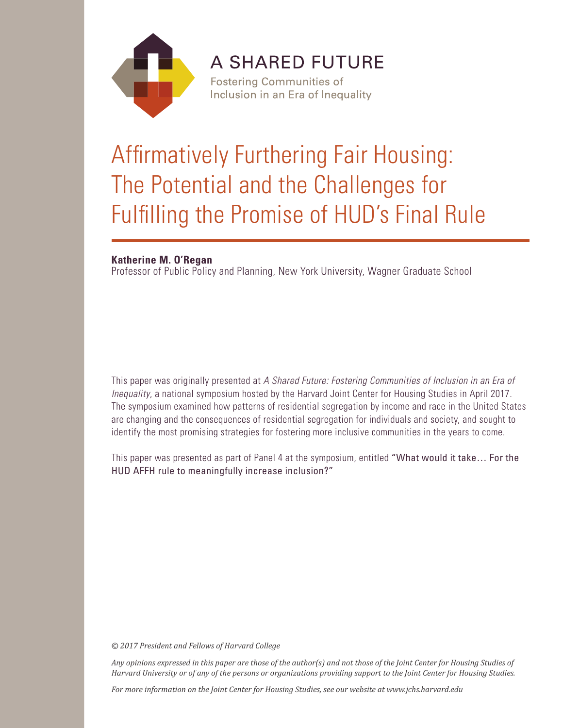A SHARED FUTURE

Fostering Communities of Inclusion in an Era of Inequality

# Affirmatively Furthering Fair Housing: The Potential and the Challenges for Fulfilling the Promise of HUD's Final Rule

**Katherine M. O'Regan**
Professor of Public Policy and Planning, New York University, Wagner Graduate School

This paper was originally presented at *A Shared Future: Fostering Communities of Inclusion in an Era of Inequality*, a national symposium hosted by the Harvard Joint Center for Housing Studies in April 2017. The symposium examined how patterns of residential segregation by income and race in the United States are changing and the consequences of residential segregation for individuals and society, and sought to identify the most promising strategies for fostering more inclusive communities in the years to come.

This paper was presented as part of Panel 4 at the symposium, entitled "What would it take… For the HUD AFFH rule to meaningfully increase inclusion?"

*© 2017 President and Fellows of Harvard College*

*Any opinions expressed in this paper are those of the author(s) and not those of the Joint Center for Housing Studies of Harvard University or of any of the persons or organizations providing support to the Joint Center for Housing Studies.*

*For more information on the Joint Center for Housing Studies, see our website at www.jchs.harvard.edu*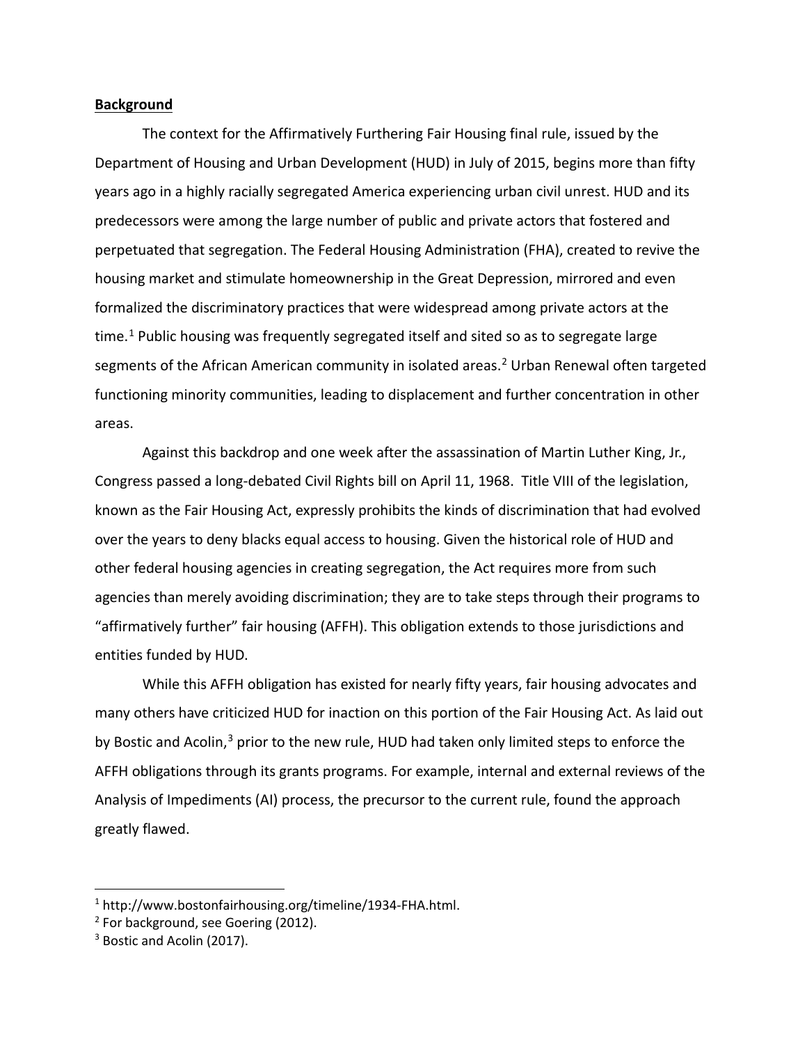**Background**

The context for the Affirmatively Furthering Fair Housing final rule, issued by the Department of Housing and Urban Development (HUD) in July of 2015, begins more than fifty years ago in a highly racially segregated America experiencing urban civil unrest. HUD and its predecessors were among the large number of public and private actors that fostered and perpetuated that segregation. The Federal Housing Administration (FHA), created to revive the housing market and stimulate homeownership in the Great Depression, mirrored and even formalized the discriminatory practices that were widespread among private actors at the time.[1] Public housing was frequently segregated itself and sited so as to segregate large segments of the African American community in isolated areas.[2] Urban Renewal often targeted functioning minority communities, leading to displacement and further concentration in other areas.

Against this backdrop and one week after the assassination of Martin Luther King, Jr., Congress passed a long-debated Civil Rights bill on April 11, 1968. Title VIII of the legislation, known as the Fair Housing Act, expressly prohibits the kinds of discrimination that had evolved over the years to deny blacks equal access to housing. Given the historical role of HUD and other federal housing agencies in creating segregation, the Act requires more from such agencies than merely avoiding discrimination; they are to take steps through their programs to "affirmatively further" fair housing (AFFH). This obligation extends to those jurisdictions and entities funded by HUD.

While this AFFH obligation has existed for nearly fifty years, fair housing advocates and many others have criticized HUD for inaction on this portion of the Fair Housing Act. As laid out by Bostic and Acolin,[3] prior to the new rule, HUD had taken only limited steps to enforce the AFFH obligations through its grants programs. For example, internal and external reviews of the Analysis of Impediments (AI) process, the precursor to the current rule, found the approach greatly flawed.

---

[1] http://www.bostonfairhousing.org/timeline/1934-FHA.html.

[2] For background, see Goering (2012).

[3] Bostic and Acolin (2017).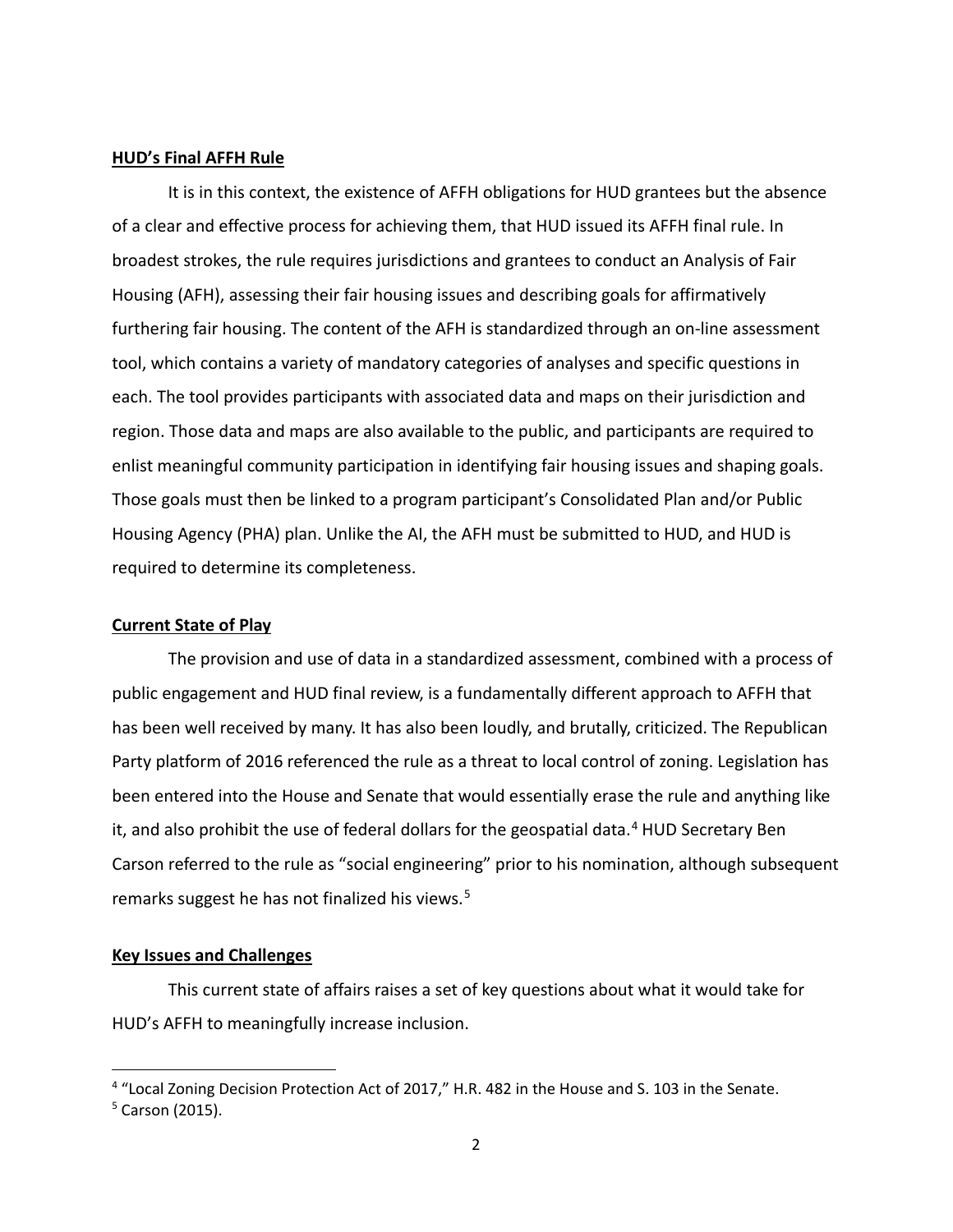## HUD's Final AFFH Rule

It is in this context, the existence of AFFH obligations for HUD grantees but the absence of a clear and effective process for achieving them, that HUD issued its AFFH final rule. In broadest strokes, the rule requires jurisdictions and grantees to conduct an Analysis of Fair Housing (AFH), assessing their fair housing issues and describing goals for affirmatively furthering fair housing. The content of the AFH is standardized through an on-line assessment tool, which contains a variety of mandatory categories of analyses and specific questions in each. The tool provides participants with associated data and maps on their jurisdiction and region. Those data and maps are also available to the public, and participants are required to enlist meaningful community participation in identifying fair housing issues and shaping goals. Those goals must then be linked to a program participant's Consolidated Plan and/or Public Housing Agency (PHA) plan. Unlike the AI, the AFH must be submitted to HUD, and HUD is required to determine its completeness.

## Current State of Play

The provision and use of data in a standardized assessment, combined with a process of public engagement and HUD final review, is a fundamentally different approach to AFFH that has been well received by many. It has also been loudly, and brutally, criticized. The Republican Party platform of 2016 referenced the rule as a threat to local control of zoning. Legislation has been entered into the House and Senate that would essentially erase the rule and anything like it, and also prohibit the use of federal dollars for the geospatial data.[4] HUD Secretary Ben Carson referred to the rule as "social engineering" prior to his nomination, although subsequent remarks suggest he has not finalized his views.[5]

## Key Issues and Challenges

This current state of affairs raises a set of key questions about what it would take for HUD's AFFH to meaningfully increase inclusion.

---

[4] "Local Zoning Decision Protection Act of 2017," H.R. 482 in the House and S. 103 in the Senate.

[5] Carson (2015).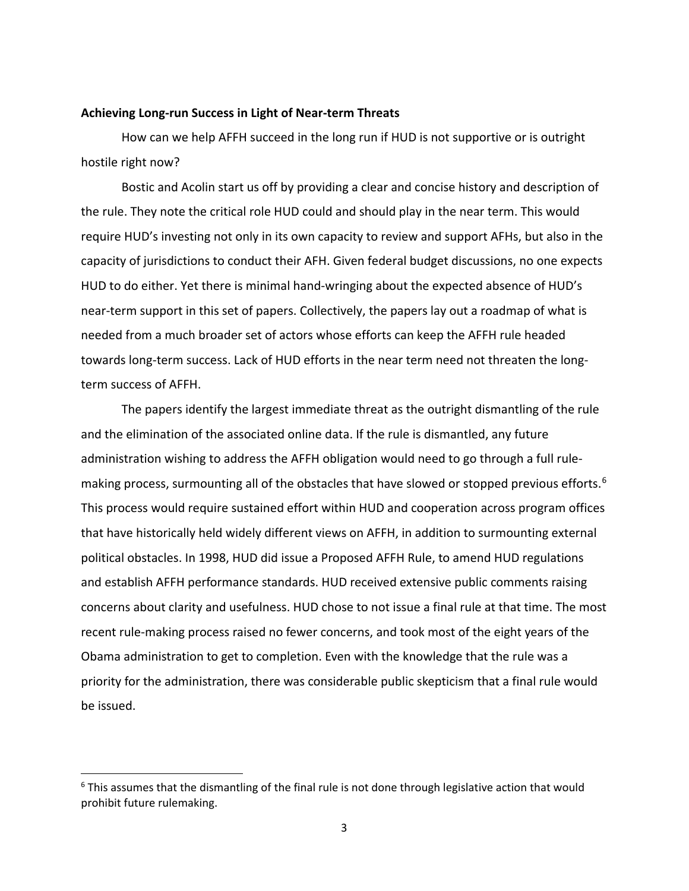**Achieving Long-run Success in Light of Near-term Threats**

How can we help AFFH succeed in the long run if HUD is not supportive or is outright hostile right now?

Bostic and Acolin start us off by providing a clear and concise history and description of the rule. They note the critical role HUD could and should play in the near term. This would require HUD's investing not only in its own capacity to review and support AFHs, but also in the capacity of jurisdictions to conduct their AFH. Given federal budget discussions, no one expects HUD to do either. Yet there is minimal hand-wringing about the expected absence of HUD's near-term support in this set of papers. Collectively, the papers lay out a roadmap of what is needed from a much broader set of actors whose efforts can keep the AFFH rule headed towards long-term success. Lack of HUD efforts in the near term need not threaten the long-term success of AFFH.

The papers identify the largest immediate threat as the outright dismantling of the rule and the elimination of the associated online data. If the rule is dismantled, any future administration wishing to address the AFFH obligation would need to go through a full rule-making process, surmounting all of the obstacles that have slowed or stopped previous efforts.[6] This process would require sustained effort within HUD and cooperation across program offices that have historically held widely different views on AFFH, in addition to surmounting external political obstacles. In 1998, HUD did issue a Proposed AFFH Rule, to amend HUD regulations and establish AFFH performance standards. HUD received extensive public comments raising concerns about clarity and usefulness. HUD chose to not issue a final rule at that time. The most recent rule-making process raised no fewer concerns, and took most of the eight years of the Obama administration to get to completion. Even with the knowledge that the rule was a priority for the administration, there was considerable public skepticism that a final rule would be issued.

[6] This assumes that the dismantling of the final rule is not done through legislative action that would prohibit future rulemaking.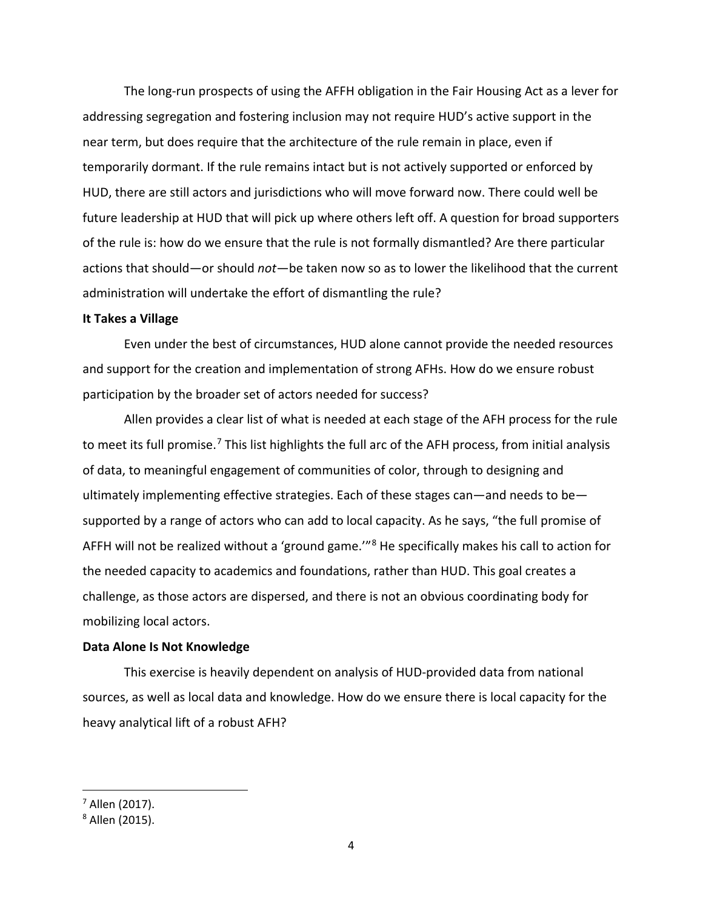The long-run prospects of using the AFFH obligation in the Fair Housing Act as a lever for addressing segregation and fostering inclusion may not require HUD's active support in the near term, but does require that the architecture of the rule remain in place, even if temporarily dormant. If the rule remains intact but is not actively supported or enforced by HUD, there are still actors and jurisdictions who will move forward now. There could well be future leadership at HUD that will pick up where others left off. A question for broad supporters of the rule is: how do we ensure that the rule is not formally dismantled? Are there particular actions that should—or should *not*—be taken now so as to lower the likelihood that the current administration will undertake the effort of dismantling the rule?

**It Takes a Village**

Even under the best of circumstances, HUD alone cannot provide the needed resources and support for the creation and implementation of strong AFHs. How do we ensure robust participation by the broader set of actors needed for success?

Allen provides a clear list of what is needed at each stage of the AFH process for the rule to meet its full promise.[7] This list highlights the full arc of the AFH process, from initial analysis of data, to meaningful engagement of communities of color, through to designing and ultimately implementing effective strategies. Each of these stages can—and needs to be—supported by a range of actors who can add to local capacity. As he says, "the full promise of AFFH will not be realized without a 'ground game.'"[8] He specifically makes his call to action for the needed capacity to academics and foundations, rather than HUD. This goal creates a challenge, as those actors are dispersed, and there is not an obvious coordinating body for mobilizing local actors.

**Data Alone Is Not Knowledge**

This exercise is heavily dependent on analysis of HUD-provided data from national sources, as well as local data and knowledge. How do we ensure there is local capacity for the heavy analytical lift of a robust AFH?

---

[7] Allen (2017).

[8] Allen (2015).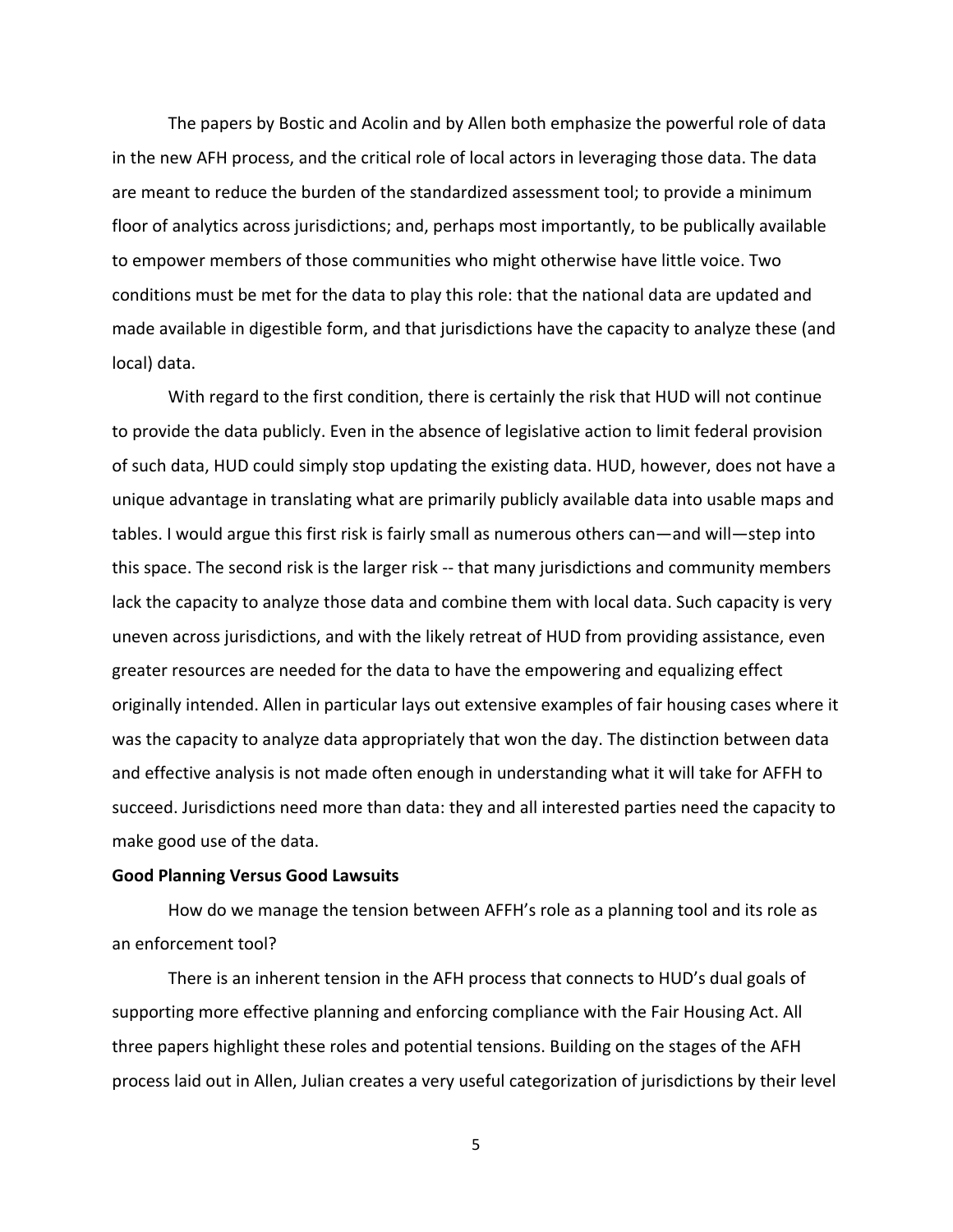The papers by Bostic and Acolin and by Allen both emphasize the powerful role of data in the new AFH process, and the critical role of local actors in leveraging those data. The data are meant to reduce the burden of the standardized assessment tool; to provide a minimum floor of analytics across jurisdictions; and, perhaps most importantly, to be publically available to empower members of those communities who might otherwise have little voice. Two conditions must be met for the data to play this role: that the national data are updated and made available in digestible form, and that jurisdictions have the capacity to analyze these (and local) data.

With regard to the first condition, there is certainly the risk that HUD will not continue to provide the data publicly. Even in the absence of legislative action to limit federal provision of such data, HUD could simply stop updating the existing data. HUD, however, does not have a unique advantage in translating what are primarily publicly available data into usable maps and tables. I would argue this first risk is fairly small as numerous others can—and will—step into this space. The second risk is the larger risk -- that many jurisdictions and community members lack the capacity to analyze those data and combine them with local data. Such capacity is very uneven across jurisdictions, and with the likely retreat of HUD from providing assistance, even greater resources are needed for the data to have the empowering and equalizing effect originally intended. Allen in particular lays out extensive examples of fair housing cases where it was the capacity to analyze data appropriately that won the day. The distinction between data and effective analysis is not made often enough in understanding what it will take for AFFH to succeed. Jurisdictions need more than data: they and all interested parties need the capacity to make good use of the data.

**Good Planning Versus Good Lawsuits**

How do we manage the tension between AFFH's role as a planning tool and its role as an enforcement tool?

There is an inherent tension in the AFH process that connects to HUD's dual goals of supporting more effective planning and enforcing compliance with the Fair Housing Act. All three papers highlight these roles and potential tensions. Building on the stages of the AFH process laid out in Allen, Julian creates a very useful categorization of jurisdictions by their level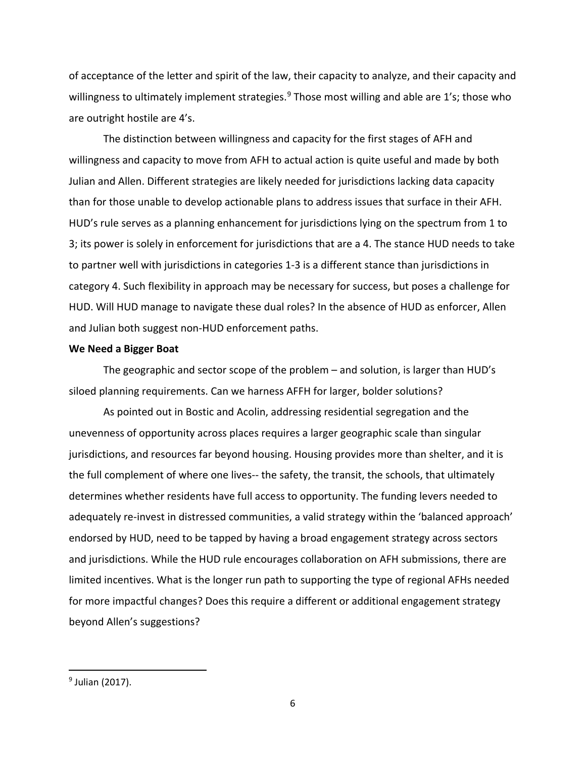of acceptance of the letter and spirit of the law, their capacity to analyze, and their capacity and willingness to ultimately implement strategies.[9] Those most willing and able are 1's; those who are outright hostile are 4's.

The distinction between willingness and capacity for the first stages of AFH and willingness and capacity to move from AFH to actual action is quite useful and made by both Julian and Allen. Different strategies are likely needed for jurisdictions lacking data capacity than for those unable to develop actionable plans to address issues that surface in their AFH. HUD's rule serves as a planning enhancement for jurisdictions lying on the spectrum from 1 to 3; its power is solely in enforcement for jurisdictions that are a 4. The stance HUD needs to take to partner well with jurisdictions in categories 1-3 is a different stance than jurisdictions in category 4. Such flexibility in approach may be necessary for success, but poses a challenge for HUD. Will HUD manage to navigate these dual roles? In the absence of HUD as enforcer, Allen and Julian both suggest non-HUD enforcement paths.

**We Need a Bigger Boat**

The geographic and sector scope of the problem – and solution, is larger than HUD's siloed planning requirements. Can we harness AFFH for larger, bolder solutions?

As pointed out in Bostic and Acolin, addressing residential segregation and the unevenness of opportunity across places requires a larger geographic scale than singular jurisdictions, and resources far beyond housing. Housing provides more than shelter, and it is the full complement of where one lives-- the safety, the transit, the schools, that ultimately determines whether residents have full access to opportunity. The funding levers needed to adequately re-invest in distressed communities, a valid strategy within the 'balanced approach' endorsed by HUD, need to be tapped by having a broad engagement strategy across sectors and jurisdictions. While the HUD rule encourages collaboration on AFH submissions, there are limited incentives. What is the longer run path to supporting the type of regional AFHs needed for more impactful changes? Does this require a different or additional engagement strategy beyond Allen's suggestions?

[9] Julian (2017).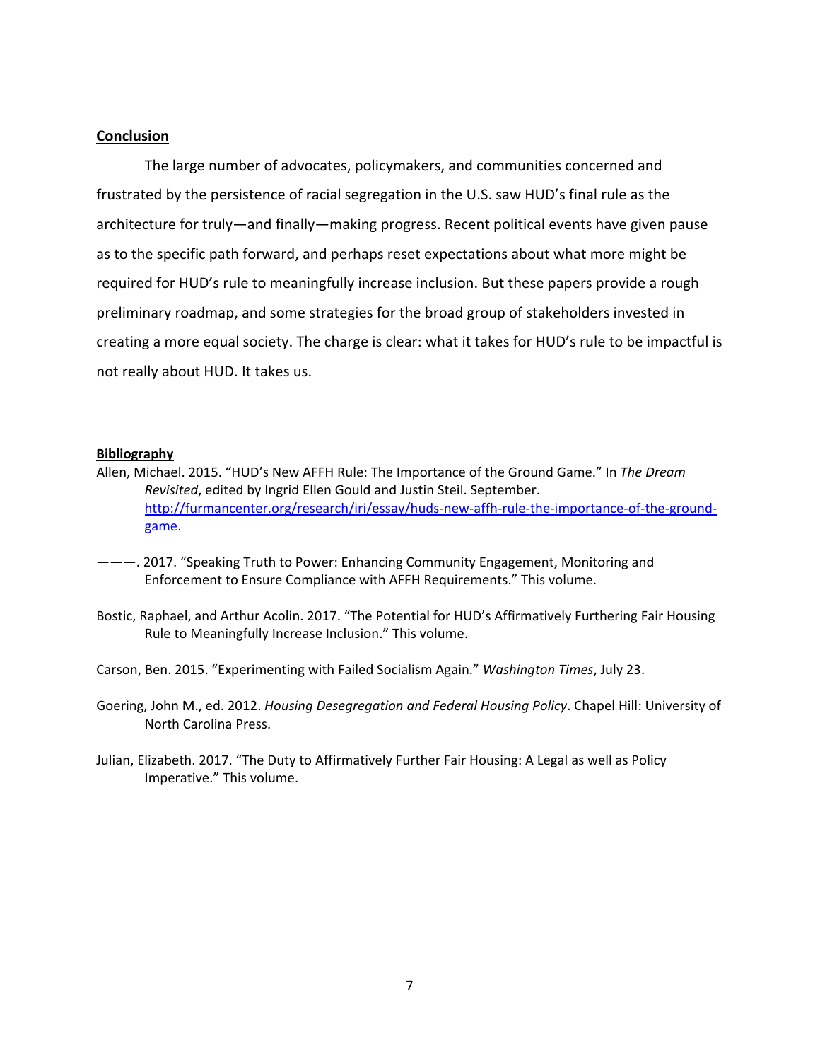## Conclusion

The large number of advocates, policymakers, and communities concerned and frustrated by the persistence of racial segregation in the U.S. saw HUD's final rule as the architecture for truly—and finally—making progress. Recent political events have given pause as to the specific path forward, and perhaps reset expectations about what more might be required for HUD's rule to meaningfully increase inclusion. But these papers provide a rough preliminary roadmap, and some strategies for the broad group of stakeholders invested in creating a more equal society. The charge is clear: what it takes for HUD's rule to be impactful is not really about HUD. It takes us.

## Bibliography

Allen, Michael. 2015. "HUD's New AFFH Rule: The Importance of the Ground Game." In *The Dream Revisited*, edited by Ingrid Ellen Gould and Justin Steil. September. http://furmancenter.org/research/iri/essay/huds-new-affh-rule-the-importance-of-the-ground-game.

———. 2017. "Speaking Truth to Power: Enhancing Community Engagement, Monitoring and Enforcement to Ensure Compliance with AFFH Requirements." This volume.

Bostic, Raphael, and Arthur Acolin. 2017. "The Potential for HUD's Affirmatively Furthering Fair Housing Rule to Meaningfully Increase Inclusion." This volume.

Carson, Ben. 2015. "Experimenting with Failed Socialism Again." *Washington Times*, July 23.

Goering, John M., ed. 2012. *Housing Desegregation and Federal Housing Policy*. Chapel Hill: University of North Carolina Press.

Julian, Elizabeth. 2017. "The Duty to Affirmatively Further Fair Housing: A Legal as well as Policy Imperative." This volume.